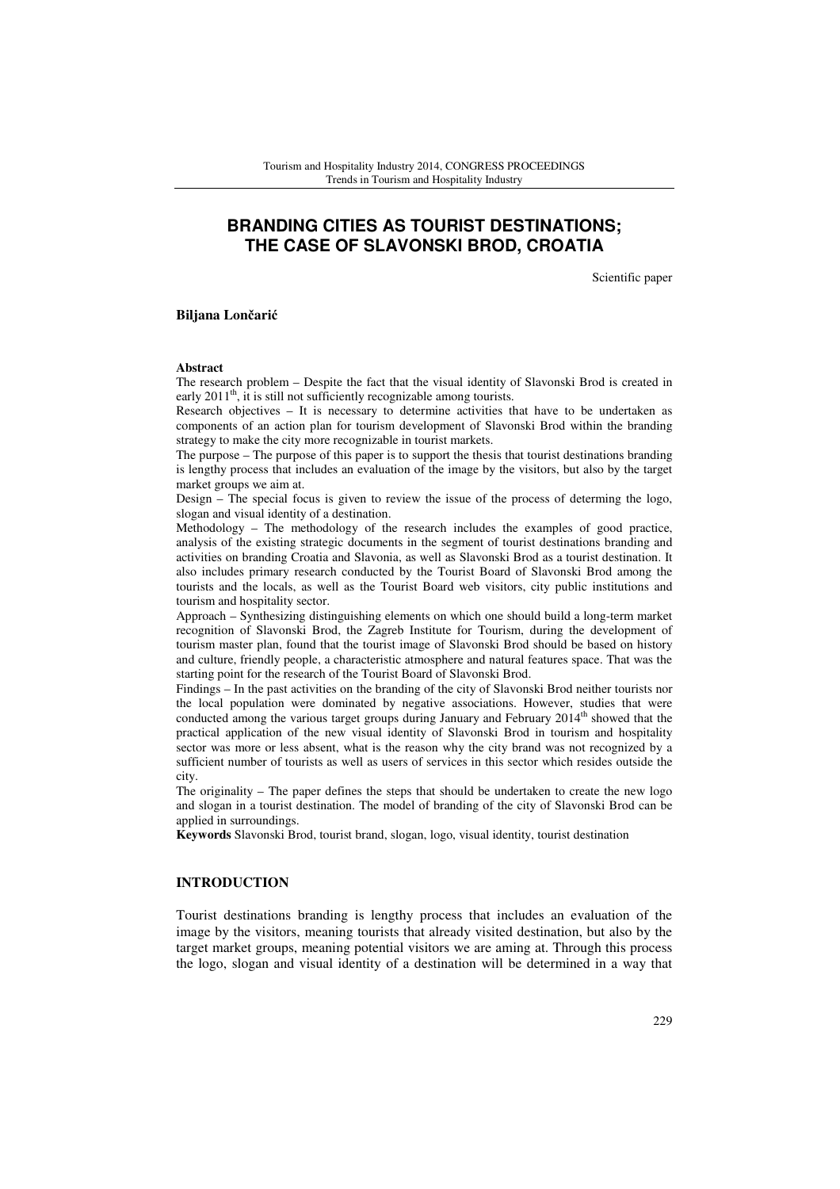# BRANDING CITIES AS TOURIST DESTINATIONS; THE CASE OF SLAVONSKI BROD, CROATIA

Scientific paper

**Biljana Lončarić**

**Abstract**

The research problem – Despite the fact that the visual identity of Slavonski Brod is created in early 2011[th], it is still not sufficiently recognizable among tourists.

Research objectives – It is necessary to determine activities that have to be undertaken as components of an action plan for tourism development of Slavonski Brod within the branding strategy to make the city more recognizable in tourist markets.

The purpose – The purpose of this paper is to support the thesis that tourist destinations branding is lengthy process that includes an evaluation of the image by the visitors, but also by the target market groups we aim at.

Design – The special focus is given to review the issue of the process of determing the logo, slogan and visual identity of a destination.

Methodology – The methodology of the research includes the examples of good practice, analysis of the existing strategic documents in the segment of tourist destinations branding and activities on branding Croatia and Slavonia, as well as Slavonski Brod as a tourist destination. It also includes primary research conducted by the Tourist Board of Slavonski Brod among the tourists and the locals, as well as the Tourist Board web visitors, city public institutions and tourism and hospitality sector.

Approach – Synthesizing distinguishing elements on which one should build a long-term market recognition of Slavonski Brod, the Zagreb Institute for Tourism, during the development of tourism master plan, found that the tourist image of Slavonski Brod should be based on history and culture, friendly people, a characteristic atmosphere and natural features space. That was the starting point for the research of the Tourist Board of Slavonski Brod.

Findings – In the past activities on the branding of the city of Slavonski Brod neither tourists nor the local population were dominated by negative associations. However, studies that were conducted among the various target groups during January and February 2014[th] showed that the practical application of the new visual identity of Slavonski Brod in tourism and hospitality sector was more or less absent, what is the reason why the city brand was not recognized by a sufficient number of tourists as well as users of services in this sector which resides outside the city.

The originality – The paper defines the steps that should be undertaken to create the new logo and slogan in a tourist destination. The model of branding of the city of Slavonski Brod can be applied in surroundings.

**Keywords** Slavonski Brod, tourist brand, slogan, logo, visual identity, tourist destination

## INTRODUCTION

Tourist destinations branding is lengthy process that includes an evaluation of the image by the visitors, meaning tourists that already visited destination, but also by the target market groups, meaning potential visitors we are aming at. Through this process the logo, slogan and visual identity of a destination will be determined in a way that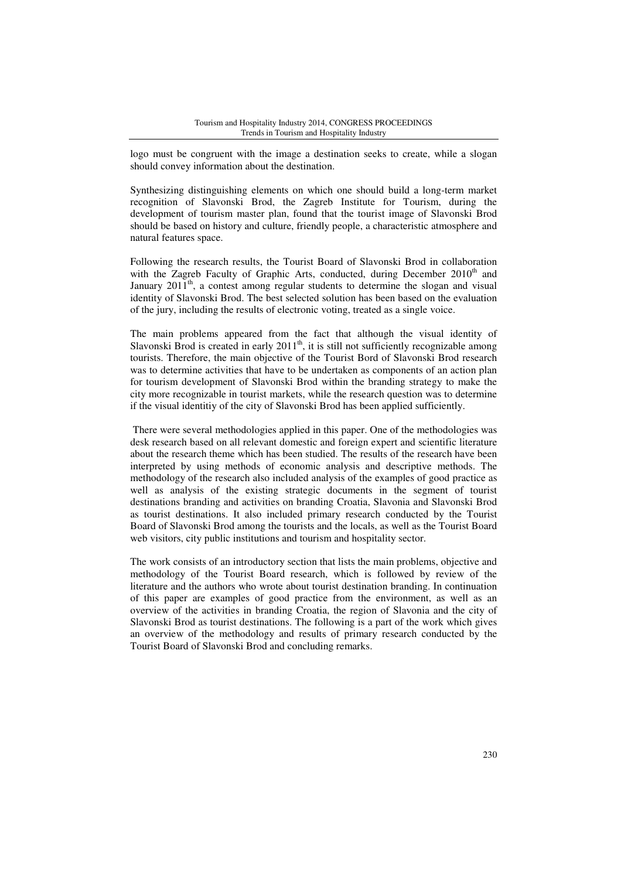logo must be congruent with the image a destination seeks to create, while a slogan should convey information about the destination.

Synthesizing distinguishing elements on which one should build a long-term market recognition of Slavonski Brod, the Zagreb Institute for Tourism, during the development of tourism master plan, found that the tourist image of Slavonski Brod should be based on history and culture, friendly people, a characteristic atmosphere and natural features space.

Following the research results, the Tourist Board of Slavonski Brod in collaboration with the Zagreb Faculty of Graphic Arts, conducted, during December 2010th and January 2011th, a contest among regular students to determine the slogan and visual identity of Slavonski Brod. The best selected solution has been based on the evaluation of the jury, including the results of electronic voting, treated as a single voice.

The main problems appeared from the fact that although the visual identity of Slavonski Brod is created in early 2011th, it is still not sufficiently recognizable among tourists. Therefore, the main objective of the Tourist Bord of Slavonski Brod research was to determine activities that have to be undertaken as components of an action plan for tourism development of Slavonski Brod within the branding strategy to make the city more recognizable in tourist markets, while the research question was to determine if the visual identitiy of the city of Slavonski Brod has been applied sufficiently.

There were several methodologies applied in this paper. One of the methodologies was desk research based on all relevant domestic and foreign expert and scientific literature about the research theme which has been studied. The results of the research have been interpreted by using methods of economic analysis and descriptive methods. The methodology of the research also included analysis of the examples of good practice as well as analysis of the existing strategic documents in the segment of tourist destinations branding and activities on branding Croatia, Slavonia and Slavonski Brod as tourist destinations. It also included primary research conducted by the Tourist Board of Slavonski Brod among the tourists and the locals, as well as the Tourist Board web visitors, city public institutions and tourism and hospitality sector.

The work consists of an introductory section that lists the main problems, objective and methodology of the Tourist Board research, which is followed by review of the literature and the authors who wrote about tourist destination branding. In continuation of this paper are examples of good practice from the environment, as well as an overview of the activities in branding Croatia, the region of Slavonia and the city of Slavonski Brod as tourist destinations. The following is a part of the work which gives an overview of the methodology and results of primary research conducted by the Tourist Board of Slavonski Brod and concluding remarks.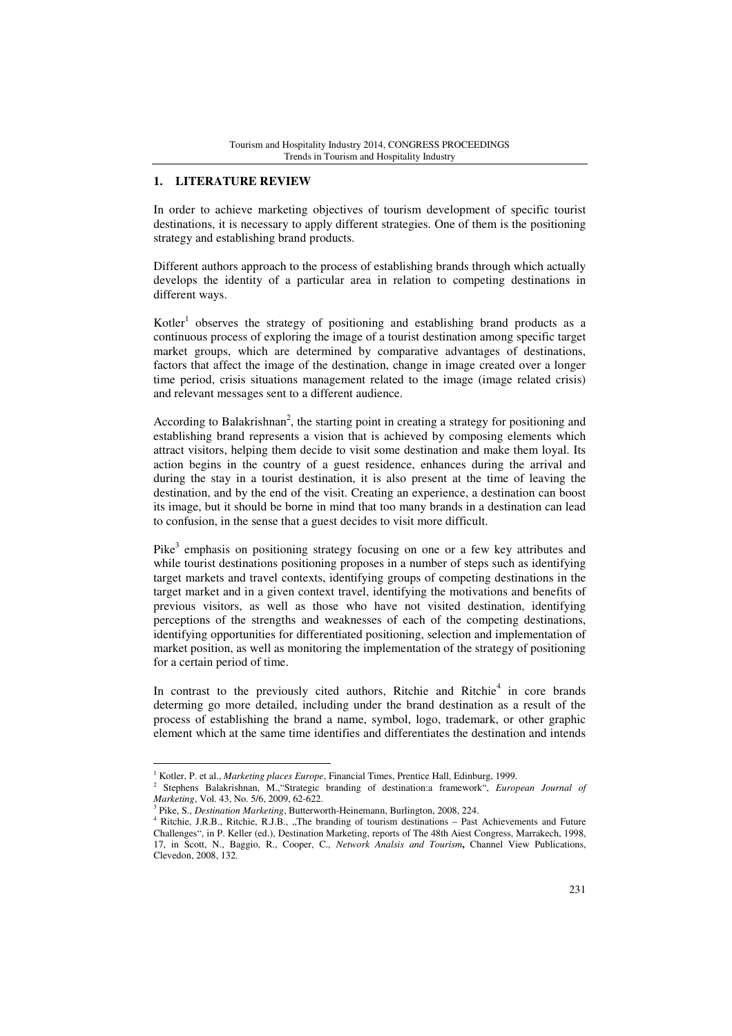## 1. LITERATURE REVIEW

In order to achieve marketing objectives of tourism development of specific tourist destinations, it is necessary to apply different strategies. One of them is the positioning strategy and establishing brand products.

Different authors approach to the process of establishing brands through which actually develops the identity of a particular area in relation to competing destinations in different ways.

Kotler[1] observes the strategy of positioning and establishing brand products as a continuous process of exploring the image of a tourist destination among specific target market groups, which are determined by comparative advantages of destinations, factors that affect the image of the destination, change in image created over a longer time period, crisis situations management related to the image (image related crisis) and relevant messages sent to a different audience.

According to Balakrishnan[2], the starting point in creating a strategy for positioning and establishing brand represents a vision that is achieved by composing elements which attract visitors, helping them decide to visit some destination and make them loyal. Its action begins in the country of a guest residence, enhances during the arrival and during the stay in a tourist destination, it is also present at the time of leaving the destination, and by the end of the visit. Creating an experience, a destination can boost its image, but it should be borne in mind that too many brands in a destination can lead to confusion, in the sense that a guest decides to visit more difficult.

Pike[3] emphasis on positioning strategy focusing on one or a few key attributes and while tourist destinations positioning proposes in a number of steps such as identifying target markets and travel contexts, identifying groups of competing destinations in the target market and in a given context travel, identifying the motivations and benefits of previous visitors, as well as those who have not visited destination, identifying perceptions of the strengths and weaknesses of each of the competing destinations, identifying opportunities for differentiated positioning, selection and implementation of market position, as well as monitoring the implementation of the strategy of positioning for a certain period of time.

In contrast to the previously cited authors, Ritchie and Ritchie[4] in core brands determing go more detailed, including under the brand destination as a result of the process of establishing the brand a name, symbol, logo, trademark, or other graphic element which at the same time identifies and differentiates the destination and intends

---

[1] Kotler, P. et al., *Marketing places Europe*, Financial Times, Prentice Hall, Edinburg, 1999.

[2] Stephens Balakrishnan, M.,"Strategic branding of destination:a framework", *European Journal of Marketing*, Vol. 43, No. 5/6, 2009, 62-622.

[3] Pike, S., *Destination Marketing*, Butterworth-Heinemann, Burlington, 2008, 224.

[4] Ritchie, J.R.B., Ritchie, R.J.B., „The branding of tourism destinations – Past Achievements and Future Challenges", in P. Keller (ed.), Destination Marketing, reports of The 48th Aiest Congress, Marrakech, 1998, 17, in Scott, N., Baggio, R., Cooper, C., *Network Analsis and Tourism*, Channel View Publications, Clevedon, 2008, 132.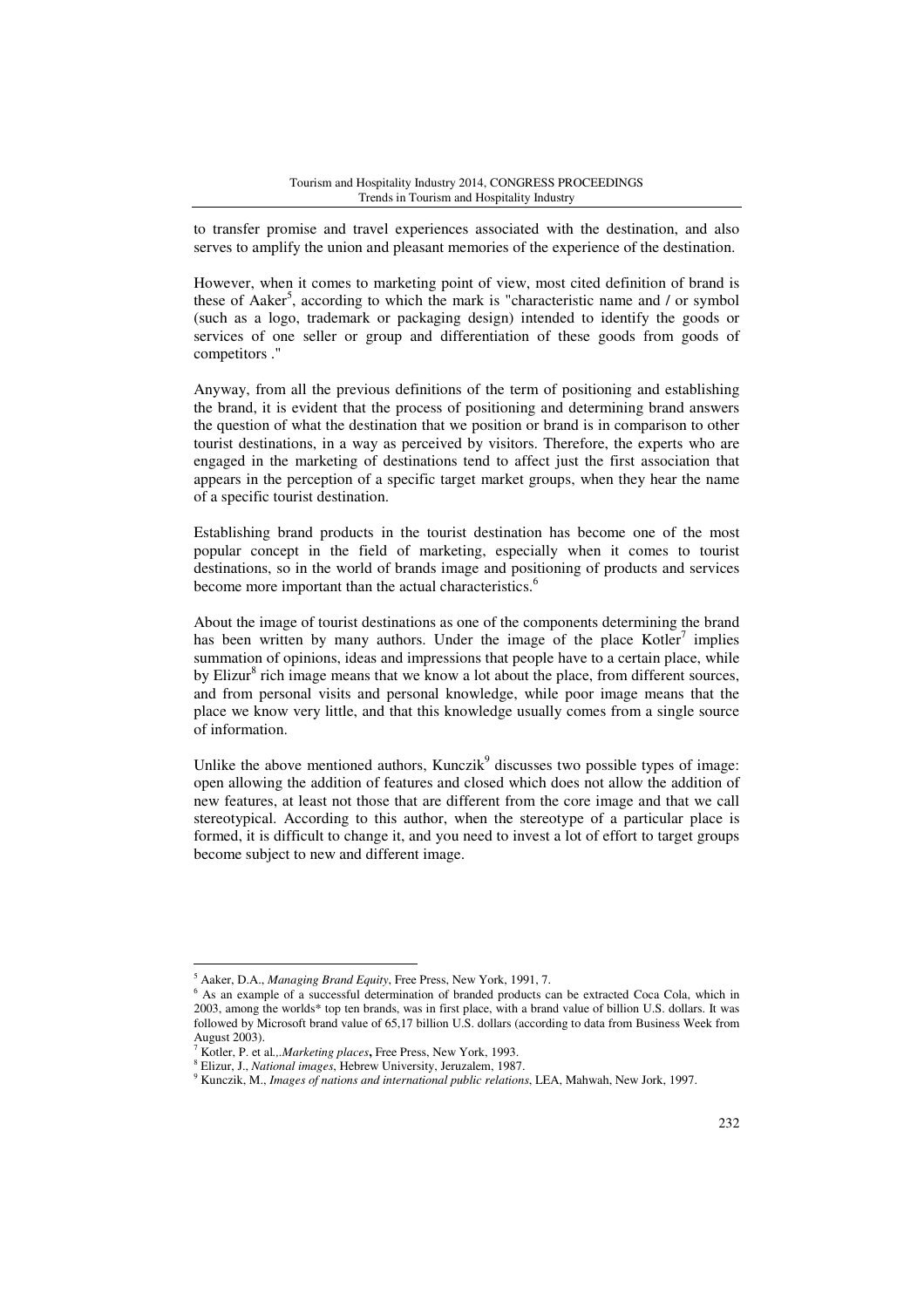to transfer promise and travel experiences associated with the destination, and also serves to amplify the union and pleasant memories of the experience of the destination.

However, when it comes to marketing point of view, most cited definition of brand is these of Aaker[5], according to which the mark is "characteristic name and / or symbol (such as a logo, trademark or packaging design) intended to identify the goods or services of one seller or group and differentiation of these goods from goods of competitors ."

Anyway, from all the previous definitions of the term of positioning and establishing the brand, it is evident that the process of positioning and determining brand answers the question of what the destination that we position or brand is in comparison to other tourist destinations, in a way as perceived by visitors. Therefore, the experts who are engaged in the marketing of destinations tend to affect just the first association that appears in the perception of a specific target market groups, when they hear the name of a specific tourist destination.

Establishing brand products in the tourist destination has become one of the most popular concept in the field of marketing, especially when it comes to tourist destinations, so in the world of brands image and positioning of products and services become more important than the actual characteristics.[6]

About the image of tourist destinations as one of the components determining the brand has been written by many authors. Under the image of the place Kotler[7] implies summation of opinions, ideas and impressions that people have to a certain place, while by Elizur[8] rich image means that we know a lot about the place, from different sources, and from personal visits and personal knowledge, while poor image means that the place we know very little, and that this knowledge usually comes from a single source of information.

Unlike the above mentioned authors, Kunczik[9] discusses two possible types of image: open allowing the addition of features and closed which does not allow the addition of new features, at least not those that are different from the core image and that we call stereotypical. According to this author, when the stereotype of a particular place is formed, it is difficult to change it, and you need to invest a lot of effort to target groups become subject to new and different image.

---

[5] Aaker, D.A., *Managing Brand Equity*, Free Press, New York, 1991, 7.

[6] As an example of a successful determination of branded products can be extracted Coca Cola, which in 2003, among the worlds* top ten brands, was in first place, with a brand value of billion U.S. dollars. It was followed by Microsoft brand value of 65,17 billion U.S. dollars (according to data from Business Week from August 2003).

[7] Kotler, P. et al.,.*Marketing places***,** Free Press, New York, 1993.

[8] Elizur, J., *National images*, Hebrew University, Jeruzalem, 1987.

[9] Kunczik, M., *Images of nations and international public relations*, LEA, Mahwah, New Jork, 1997.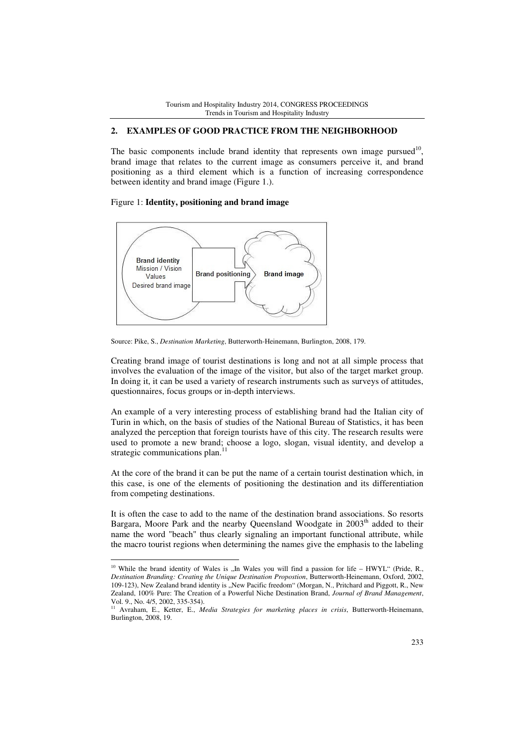## 2. EXAMPLES OF GOOD PRACTICE FROM THE NEIGHBORHOOD

The basic components include brand identity that represents own image pursued[10], brand image that relates to the current image as consumers perceive it, and brand positioning as a third element which is a function of increasing correspondence between identity and brand image (Figure 1.).

Figure 1: **Identity, positioning and brand image**

Brand identity
Mission / Vision
Values
Desired brand image

Brand positioning

Brand image

Source: Pike, S., *Destination Marketing*, Butterworth-Heinemann, Burlington, 2008, 179.

Creating brand image of tourist destinations is long and not at all simple process that involves the evaluation of the image of the visitor, but also of the target market group. In doing it, it can be used a variety of research instruments such as surveys of attitudes, questionnaires, focus groups or in-depth interviews.

An example of a very interesting process of establishing brand had the Italian city of Turin in which, on the basis of studies of the National Bureau of Statistics, it has been analyzed the perception that foreign tourists have of this city. The research results were used to promote a new brand; choose a logo, slogan, visual identity, and develop a strategic communications plan.[11]

At the core of the brand it can be put the name of a certain tourist destination which, in this case, is one of the elements of positioning the destination and its differentiation from competing destinations.

It is often the case to add to the name of the destination brand associations. So resorts Bargara, Moore Park and the nearby Queensland Woodgate in 2003[th] added to their name the word "beach" thus clearly signaling an important functional attribute, while the macro tourist regions when determining the names give the emphasis to the labeling

[10] While the brand identity of Wales is „In Wales you will find a passion for life – HWYL" (Pride, R., *Destination Branding: Creating the Unique Destination Propostion*, Butterworth-Heinemann, Oxford, 2002, 109-123), New Zealand brand identity is „New Pacific freedom" (Morgan, N., Pritchard and Piggott, R., New Zealand, 100% Pure: The Creation of a Powerful Niche Destination Brand, *Journal of Brand Management*, Vol. 9., No. 4/5, 2002, 335-354).

[11] Avraham, E., Ketter, E., *Media Strategies for marketing places in crisis*, Butterworth-Heinemann, Burlington, 2008, 19.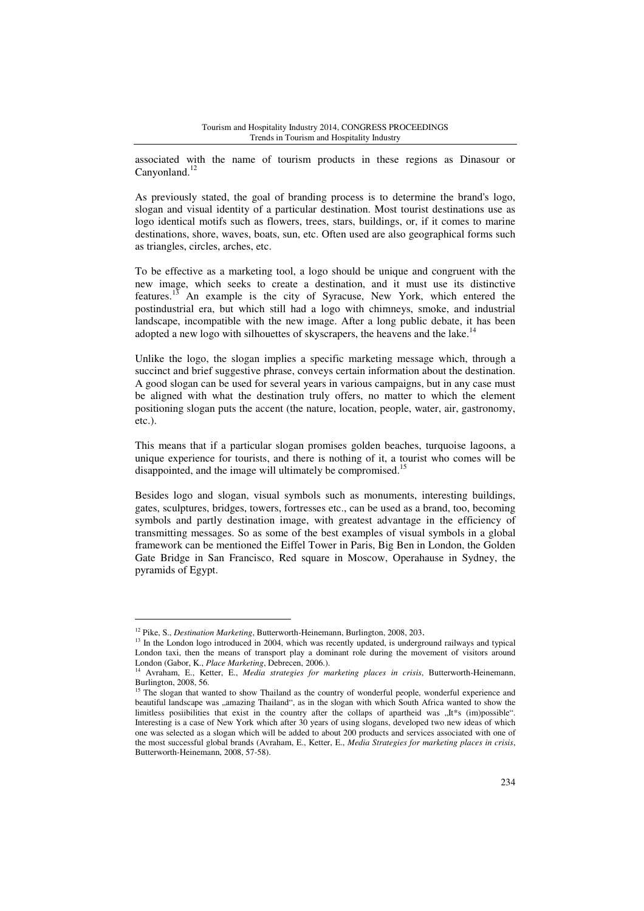associated with the name of tourism products in these regions as Dinasour or Canyonland.[12]

As previously stated, the goal of branding process is to determine the brand's logo, slogan and visual identity of a particular destination. Most tourist destinations use as logo identical motifs such as flowers, trees, stars, buildings, or, if it comes to marine destinations, shore, waves, boats, sun, etc. Often used are also geographical forms such as triangles, circles, arches, etc.

To be effective as a marketing tool, a logo should be unique and congruent with the new image, which seeks to create a destination, and it must use its distinctive features.[13] An example is the city of Syracuse, New York, which entered the postindustrial era, but which still had a logo with chimneys, smoke, and industrial landscape, incompatible with the new image. After a long public debate, it has been adopted a new logo with silhouettes of skyscrapers, the heavens and the lake.[14]

Unlike the logo, the slogan implies a specific marketing message which, through a succinct and brief suggestive phrase, conveys certain information about the destination. A good slogan can be used for several years in various campaigns, but in any case must be aligned with what the destination truly offers, no matter to which the element positioning slogan puts the accent (the nature, location, people, water, air, gastronomy, etc.).

This means that if a particular slogan promises golden beaches, turquoise lagoons, a unique experience for tourists, and there is nothing of it, a tourist who comes will be disappointed, and the image will ultimately be compromised.[15]

Besides logo and slogan, visual symbols such as monuments, interesting buildings, gates, sculptures, bridges, towers, fortresses etc., can be used as a brand, too, becoming symbols and partly destination image, with greatest advantage in the efficiency of transmitting messages. So as some of the best examples of visual symbols in a global framework can be mentioned the Eiffel Tower in Paris, Big Ben in London, the Golden Gate Bridge in San Francisco, Red square in Moscow, Operahause in Sydney, the pyramids of Egypt.

---

[12] Pike, S., *Destination Marketing*, Butterworth-Heinemann, Burlington, 2008, 203.

[13] In the London logo introduced in 2004, which was recently updated, is underground railways and typical London taxi, then the means of transport play a dominant role during the movement of visitors around London (Gabor, K., *Place Marketing*, Debrecen, 2006.).

[14] Avraham, E., Ketter, E., *Media strategies for marketing places in crisis*, Butterworth-Heinemann, Burlington, 2008, 56.

[15] The slogan that wanted to show Thailand as the country of wonderful people, wonderful experience and beautiful landscape was „amazing Thailand", as in the slogan with which South Africa wanted to show the limitless posiibilities that exist in the country after the collaps of apartheid was „It*s (im)possible". Interesting is a case of New York which after 30 years of using slogans, developed two new ideas of which one was selected as a slogan which will be added to about 200 products and services associated with one of the most successful global brands (Avraham, E., Ketter, E., *Media Strategies for marketing places in crisis*, Butterworth-Heinemann, 2008, 57-58).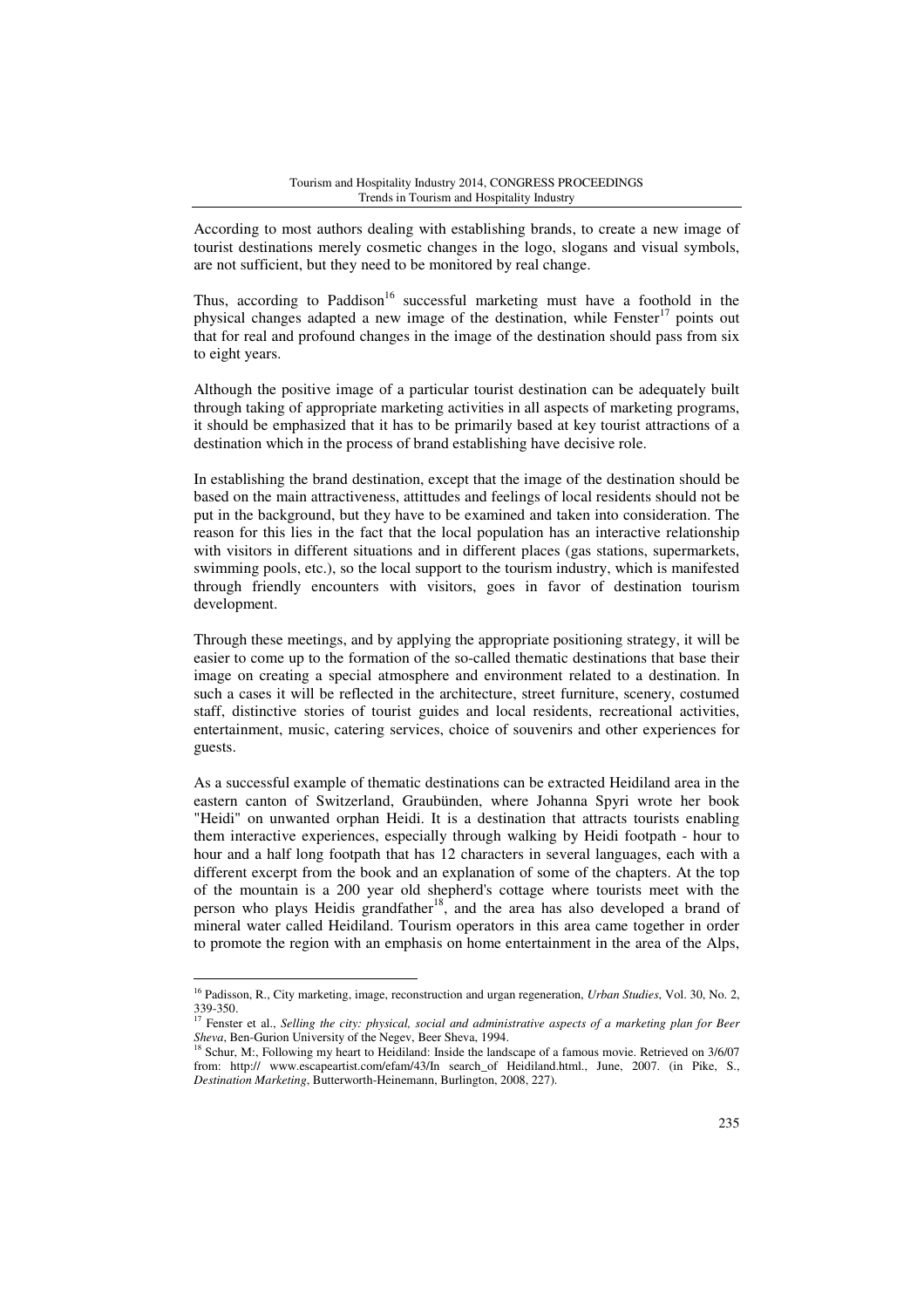According to most authors dealing with establishing brands, to create a new image of tourist destinations merely cosmetic changes in the logo, slogans and visual symbols, are not sufficient, but they need to be monitored by real change.

Thus, according to Paddison[16] successful marketing must have a foothold in the physical changes adapted a new image of the destination, while Fenster[17] points out that for real and profound changes in the image of the destination should pass from six to eight years.

Although the positive image of a particular tourist destination can be adequately built through taking of appropriate marketing activities in all aspects of marketing programs, it should be emphasized that it has to be primarily based at key tourist attractions of a destination which in the process of brand establishing have decisive role.

In establishing the brand destination, except that the image of the destination should be based on the main attractiveness, attittudes and feelings of local residents should not be put in the background, but they have to be examined and taken into consideration. The reason for this lies in the fact that the local population has an interactive relationship with visitors in different situations and in different places (gas stations, supermarkets, swimming pools, etc.), so the local support to the tourism industry, which is manifested through friendly encounters with visitors, goes in favor of destination tourism development.

Through these meetings, and by applying the appropriate positioning strategy, it will be easier to come up to the formation of the so-called thematic destinations that base their image on creating a special atmosphere and environment related to a destination. In such a cases it will be reflected in the architecture, street furniture, scenery, costumed staff, distinctive stories of tourist guides and local residents, recreational activities, entertainment, music, catering services, choice of souvenirs and other experiences for guests.

As a successful example of thematic destinations can be extracted Heidiland area in the eastern canton of Switzerland, Graubünden, where Johanna Spyri wrote her book "Heidi" on unwanted orphan Heidi. It is a destination that attracts tourists enabling them interactive experiences, especially through walking by Heidi footpath - hour to hour and a half long footpath that has 12 characters in several languages, each with a different excerpt from the book and an explanation of some of the chapters. At the top of the mountain is a 200 year old shepherd's cottage where tourists meet with the person who plays Heidis grandfather[18], and the area has also developed a brand of mineral water called Heidiland. Tourism operators in this area came together in order to promote the region with an emphasis on home entertainment in the area of the Alps,

---

[16] Padisson, R., City marketing, image, reconstruction and urgan regeneration, *Urban Studies*, Vol. 30, No. 2, 339-350.

[17] Fenster et al., *Selling the city: physical, social and administrative aspects of a marketing plan for Beer Sheva*, Ben-Gurion University of the Negev, Beer Sheva, 1994.

[18] Schur, M:, Following my heart to Heidiland: Inside the landscape of a famous movie. Retrieved on 3/6/07 from: http:// www.escapeartist.com/efam/43/In search_of Heidiland.html., June, 2007. (in Pike, S., *Destination Marketing*, Butterworth-Heinemann, Burlington, 2008, 227).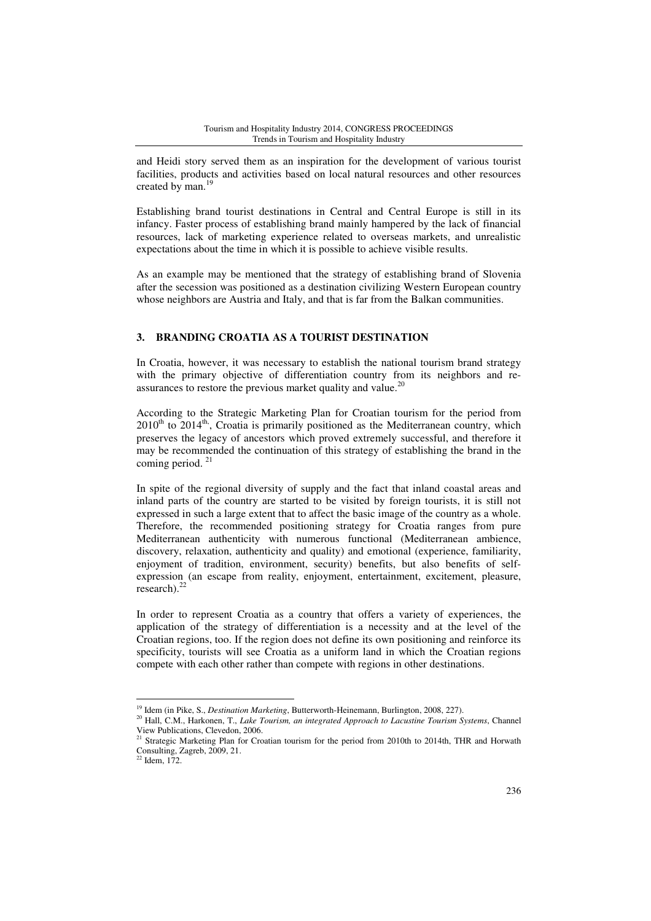and Heidi story served them as an inspiration for the development of various tourist facilities, products and activities based on local natural resources and other resources created by man.[19]

Establishing brand tourist destinations in Central and Central Europe is still in its infancy. Faster process of establishing brand mainly hampered by the lack of financial resources, lack of marketing experience related to overseas markets, and unrealistic expectations about the time in which it is possible to achieve visible results.

As an example may be mentioned that the strategy of establishing brand of Slovenia after the secession was positioned as a destination civilizing Western European country whose neighbors are Austria and Italy, and that is far from the Balkan communities.

## 3. BRANDING CROATIA AS A TOURIST DESTINATION

In Croatia, however, it was necessary to establish the national tourism brand strategy with the primary objective of differentiation country from its neighbors and re-assurances to restore the previous market quality and value.[20]

According to the Strategic Marketing Plan for Croatian tourism for the period from 2010th to 2014th, Croatia is primarily positioned as the Mediterranean country, which preserves the legacy of ancestors which proved extremely successful, and therefore it may be recommended the continuation of this strategy of establishing the brand in the coming period. [21]

In spite of the regional diversity of supply and the fact that inland coastal areas and inland parts of the country are started to be visited by foreign tourists, it is still not expressed in such a large extent that to affect the basic image of the country as a whole. Therefore, the recommended positioning strategy for Croatia ranges from pure Mediterranean authenticity with numerous functional (Mediterranean ambience, discovery, relaxation, authenticity and quality) and emotional (experience, familiarity, enjoyment of tradition, environment, security) benefits, but also benefits of self-expression (an escape from reality, enjoyment, entertainment, excitement, pleasure, research).[22]

In order to represent Croatia as a country that offers a variety of experiences, the application of the strategy of differentiation is a necessity and at the level of the Croatian regions, too. If the region does not define its own positioning and reinforce its specificity, tourists will see Croatia as a uniform land in which the Croatian regions compete with each other rather than compete with regions in other destinations.

---

[19] Idem (in Pike, S., *Destination Marketing*, Butterworth-Heinemann, Burlington, 2008, 227).

[20] Hall, C.M., Harkonen, T., *Lake Tourism, an integrated Approach to Lacustine Tourism Systems*, Channel View Publications, Clevedon, 2006.

[21] Strategic Marketing Plan for Croatian tourism for the period from 2010th to 2014th, THR and Horwath Consulting, Zagreb, 2009, 21.

[22] Idem, 172.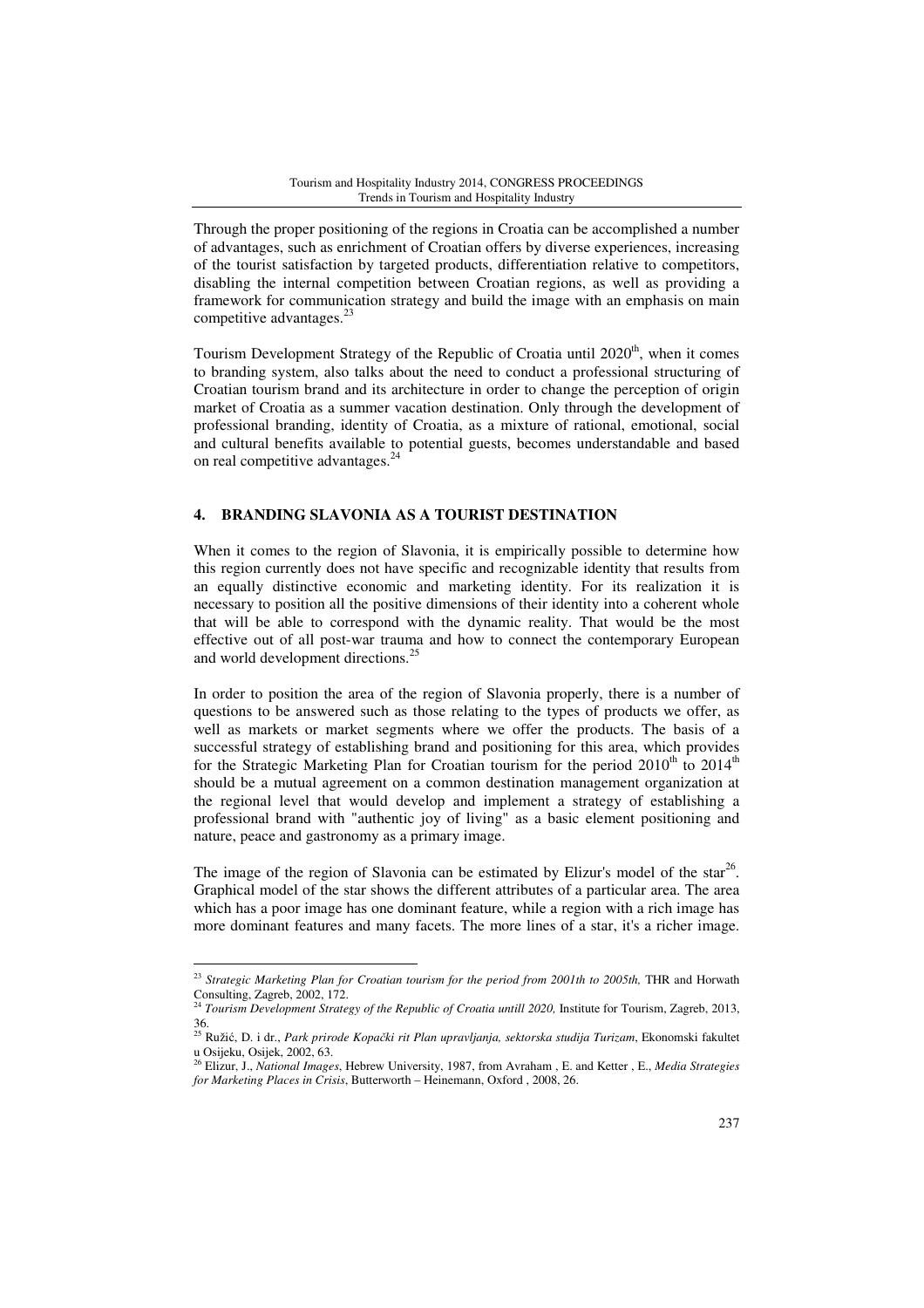Through the proper positioning of the regions in Croatia can be accomplished a number of advantages, such as enrichment of Croatian offers by diverse experiences, increasing of the tourist satisfaction by targeted products, differentiation relative to competitors, disabling the internal competition between Croatian regions, as well as providing a framework for communication strategy and build the image with an emphasis on main competitive advantages.[23]

Tourism Development Strategy of the Republic of Croatia until 2020$^{th}$, when it comes to branding system, also talks about the need to conduct a professional structuring of Croatian tourism brand and its architecture in order to change the perception of origin market of Croatia as a summer vacation destination. Only through the development of professional branding, identity of Croatia, as a mixture of rational, emotional, social and cultural benefits available to potential guests, becomes understandable and based on real competitive advantages.[24]

## 4. BRANDING SLAVONIA AS A TOURIST DESTINATION

When it comes to the region of Slavonia, it is empirically possible to determine how this region currently does not have specific and recognizable identity that results from an equally distinctive economic and marketing identity. For its realization it is necessary to position all the positive dimensions of their identity into a coherent whole that will be able to correspond with the dynamic reality. That would be the most effective out of all post-war trauma and how to connect the contemporary European and world development directions.[25]

In order to position the area of the region of Slavonia properly, there is a number of questions to be answered such as those relating to the types of products we offer, as well as markets or market segments where we offer the products. The basis of a successful strategy of establishing brand and positioning for this area, which provides for the Strategic Marketing Plan for Croatian tourism for the period 2010$^{th}$ to 2014$^{th}$ should be a mutual agreement on a common destination management organization at the regional level that would develop and implement a strategy of establishing a professional brand with "authentic joy of living" as a basic element positioning and nature, peace and gastronomy as a primary image.

The image of the region of Slavonia can be estimated by Elizur's model of the star[26]. Graphical model of the star shows the different attributes of a particular area. The area which has a poor image has one dominant feature, while a region with a rich image has more dominant features and many facets. The more lines of a star, it's a richer image.

---

[23] *Strategic Marketing Plan for Croatian tourism for the period from 2001th to 2005th,* THR and Horwath Consulting, Zagreb, 2002, 172.

[24] *Tourism Development Strategy of the Republic of Croatia untill 2020,* Institute for Tourism, Zagreb, 2013, 36.

[25] Ružić, D. i dr., *Park prirode Kopački rit Plan upravljanja, sektorska studija Turizam*, Ekonomski fakultet u Osijeku, Osijek, 2002, 63.

[26] Elizur, J., *National Images*, Hebrew University, 1987, from Avraham , E. and Ketter , E., *Media Strategies for Marketing Places in Crisis*, Butterworth – Heinemann, Oxford , 2008, 26.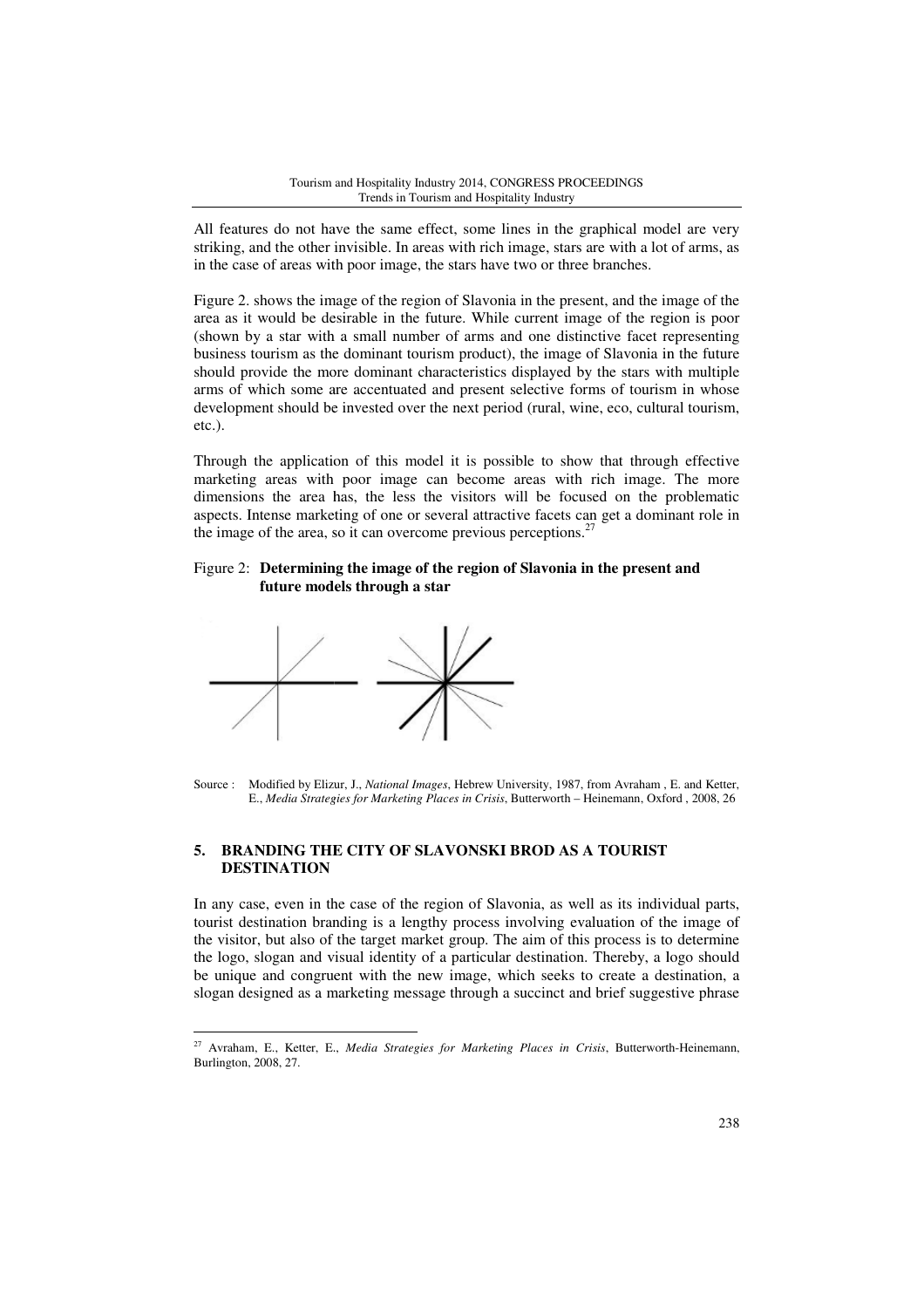All features do not have the same effect, some lines in the graphical model are very striking, and the other invisible. In areas with rich image, stars are with a lot of arms, as in the case of areas with poor image, the stars have two or three branches.

Figure 2. shows the image of the region of Slavonia in the present, and the image of the area as it would be desirable in the future. While current image of the region is poor (shown by a star with a small number of arms and one distinctive facet representing business tourism as the dominant tourism product), the image of Slavonia in the future should provide the more dominant characteristics displayed by the stars with multiple arms of which some are accentuated and present selective forms of tourism in whose development should be invested over the next period (rural, wine, eco, cultural tourism, etc.).

Through the application of this model it is possible to show that through effective marketing areas with poor image can become areas with rich image. The more dimensions the area has, the less the visitors will be focused on the problematic aspects. Intense marketing of one or several attractive facets can get a dominant role in the image of the area, so it can overcome previous perceptions.[27]

Figure 2: **Determining the image of the region of Slavonia in the present and future models through a star**

Source : Modified by Elizur, J., *National Images*, Hebrew University, 1987, from Avraham , E. and Ketter, E., *Media Strategies for Marketing Places in Crisis*, Butterworth – Heinemann, Oxford , 2008, 26

## 5. BRANDING THE CITY OF SLAVONSKI BROD AS A TOURIST DESTINATION

In any case, even in the case of the region of Slavonia, as well as its individual parts, tourist destination branding is a lengthy process involving evaluation of the image of the visitor, but also of the target market group. The aim of this process is to determine the logo, slogan and visual identity of a particular destination. Thereby, a logo should be unique and congruent with the new image, which seeks to create a destination, a slogan designed as a marketing message through a succinct and brief suggestive phrase

---

[27] Avraham, E., Ketter, E., *Media Strategies for Marketing Places in Crisis*, Butterworth-Heinemann, Burlington, 2008, 27.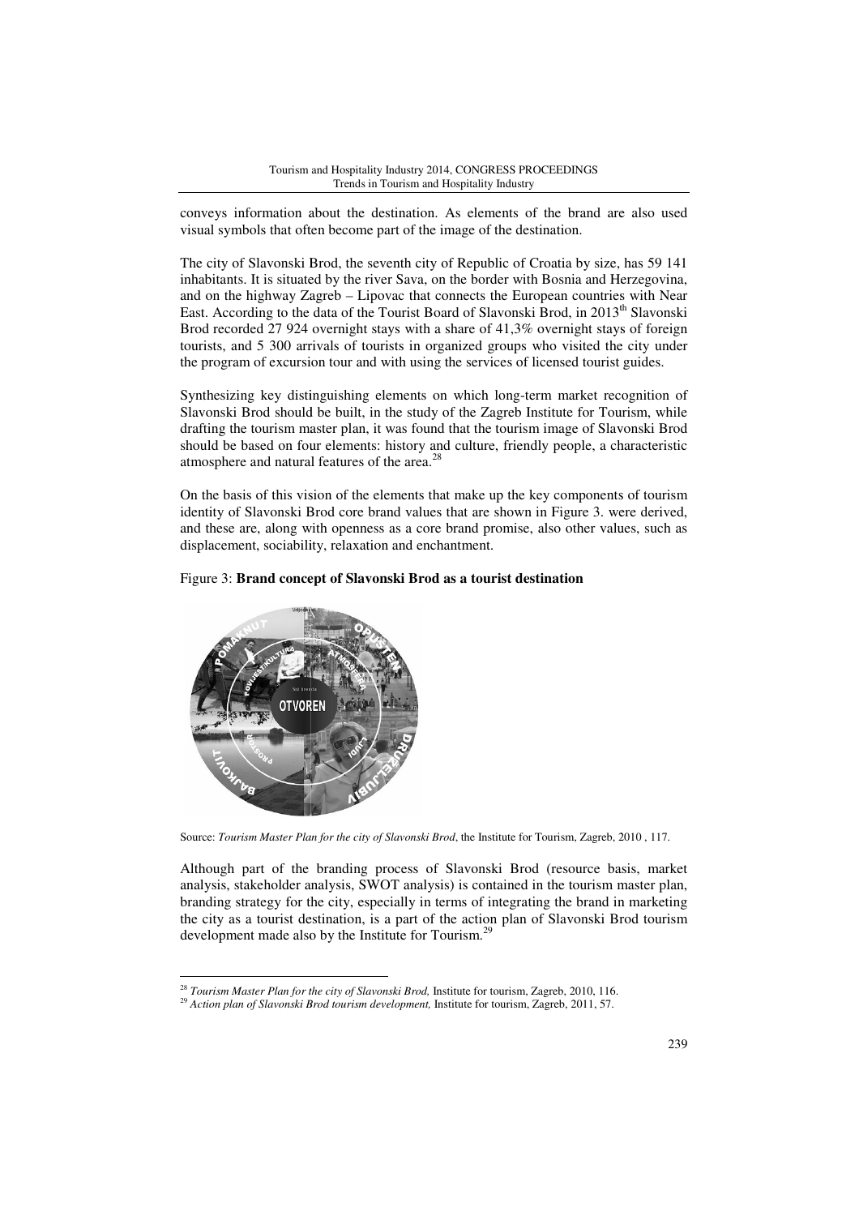conveys information about the destination. As elements of the brand are also used visual symbols that often become part of the image of the destination.

The city of Slavonski Brod, the seventh city of Republic of Croatia by size, has 59 141 inhabitants. It is situated by the river Sava, on the border with Bosnia and Herzegovina, and on the highway Zagreb – Lipovac that connects the European countries with Near East. According to the data of the Tourist Board of Slavonski Brod, in 2013th Slavonski Brod recorded 27 924 overnight stays with a share of 41,3% overnight stays of foreign tourists, and 5 300 arrivals of tourists in organized groups who visited the city under the program of excursion tour and with using the services of licensed tourist guides.

Synthesizing key distinguishing elements on which long-term market recognition of Slavonski Brod should be built, in the study of the Zagreb Institute for Tourism, while drafting the tourism master plan, it was found that the tourism image of Slavonski Brod should be based on four elements: history and culture, friendly people, a characteristic atmosphere and natural features of the area.[28]

On the basis of this vision of the elements that make up the key components of tourism identity of Slavonski Brod core brand values that are shown in Figure 3. were derived, and these are, along with openness as a core brand promise, also other values, such as displacement, sociability, relaxation and enchantment.

Figure 3: **Brand concept of Slavonski Brod as a tourist destination**

Source: *Tourism Master Plan for the city of Slavonski Brod*, the Institute for Tourism, Zagreb, 2010 , 117.

Although part of the branding process of Slavonski Brod (resource basis, market analysis, stakeholder analysis, SWOT analysis) is contained in the tourism master plan, branding strategy for the city, especially in terms of integrating the brand in marketing the city as a tourist destination, is a part of the action plan of Slavonski Brod tourism development made also by the Institute for Tourism.[29]

---

[28] *Tourism Master Plan for the city of Slavonski Brod,* Institute for tourism, Zagreb, 2010, 116.

[29] *Action plan of Slavonski Brod tourism development,* Institute for tourism, Zagreb, 2011, 57.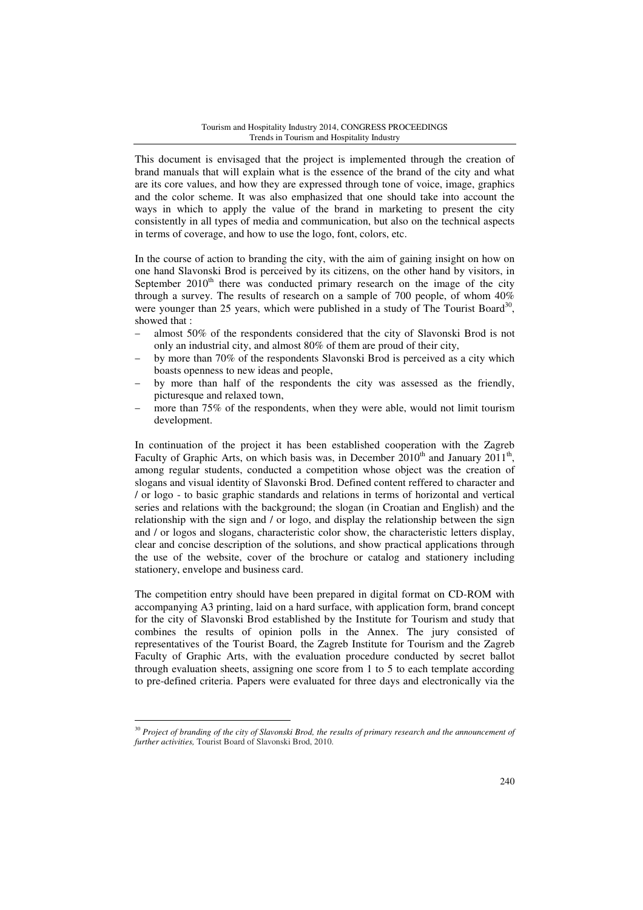This document is envisaged that the project is implemented through the creation of brand manuals that will explain what is the essence of the brand of the city and what are its core values, and how they are expressed through tone of voice, image, graphics and the color scheme. It was also emphasized that one should take into account the ways in which to apply the value of the brand in marketing to present the city consistently in all types of media and communication, but also on the technical aspects in terms of coverage, and how to use the logo, font, colors, etc.

In the course of action to branding the city, with the aim of gaining insight on how on one hand Slavonski Brod is perceived by its citizens, on the other hand by visitors, in September 2010th there was conducted primary research on the image of the city through a survey. The results of research on a sample of 700 people, of whom 40% were younger than 25 years, which were published in a study of The Tourist Board[30], showed that :

- almost 50% of the respondents considered that the city of Slavonski Brod is not only an industrial city, and almost 80% of them are proud of their city,
- by more than 70% of the respondents Slavonski Brod is perceived as a city which boasts openness to new ideas and people,
- by more than half of the respondents the city was assessed as the friendly, picturesque and relaxed town,
- more than 75% of the respondents, when they were able, would not limit tourism development.

In continuation of the project it has been established cooperation with the Zagreb Faculty of Graphic Arts, on which basis was, in December 2010th and January 2011th, among regular students, conducted a competition whose object was the creation of slogans and visual identity of Slavonski Brod. Defined content reffered to character and / or logo - to basic graphic standards and relations in terms of horizontal and vertical series and relations with the background; the slogan (in Croatian and English) and the relationship with the sign and / or logo, and display the relationship between the sign and / or logos and slogans, characteristic color show, the characteristic letters display, clear and concise description of the solutions, and show practical applications through the use of the website, cover of the brochure or catalog and stationery including stationery, envelope and business card.

The competition entry should have been prepared in digital format on CD-ROM with accompanying A3 printing, laid on a hard surface, with application form, brand concept for the city of Slavonski Brod established by the Institute for Tourism and study that combines the results of opinion polls in the Annex. The jury consisted of representatives of the Tourist Board, the Zagreb Institute for Tourism and the Zagreb Faculty of Graphic Arts, with the evaluation procedure conducted by secret ballot through evaluation sheets, assigning one score from 1 to 5 to each template according to pre-defined criteria. Papers were evaluated for three days and electronically via the

---

[30] *Project of branding of the city of Slavonski Brod, the results of primary research and the announcement of further activities,* Tourist Board of Slavonski Brod, 2010.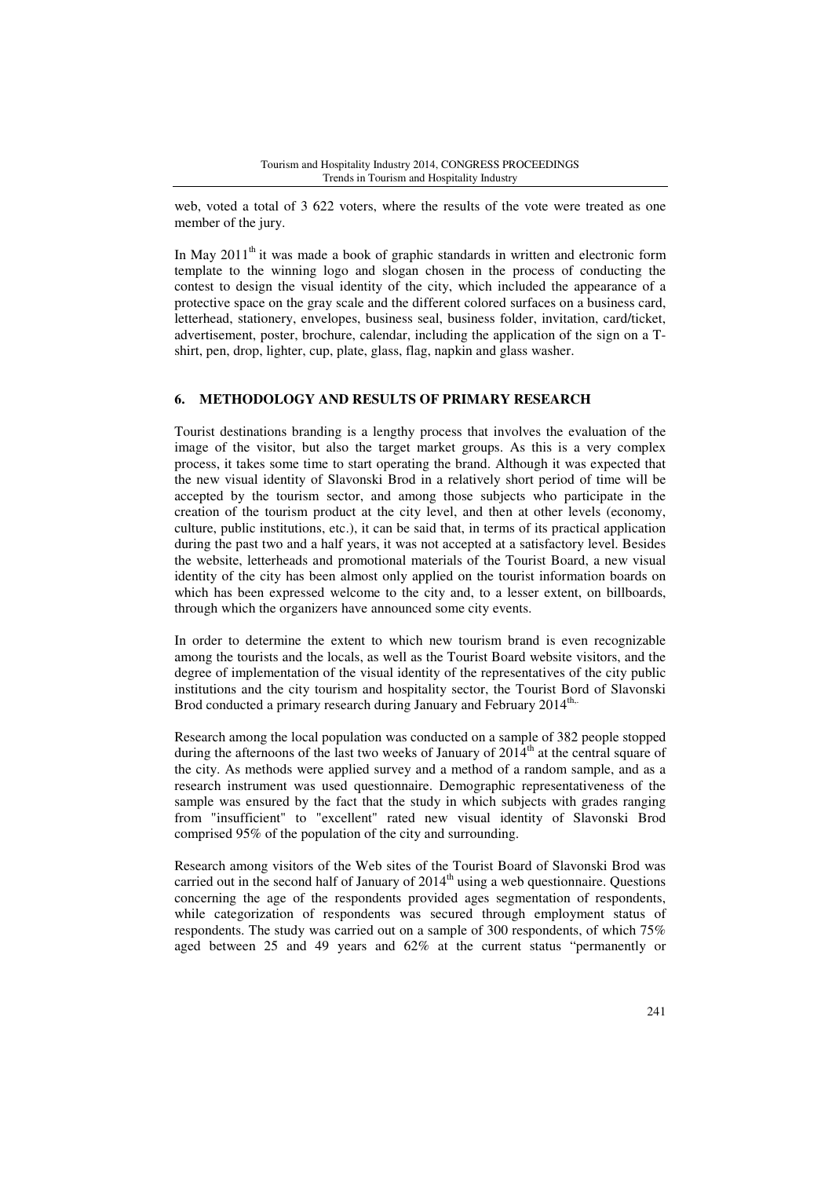web, voted a total of 3 622 voters, where the results of the vote were treated as one member of the jury.

In May 2011[th] it was made a book of graphic standards in written and electronic form template to the winning logo and slogan chosen in the process of conducting the contest to design the visual identity of the city, which included the appearance of a protective space on the gray scale and the different colored surfaces on a business card, letterhead, stationery, envelopes, business seal, business folder, invitation, card/ticket, advertisement, poster, brochure, calendar, including the application of the sign on a T-shirt, pen, drop, lighter, cup, plate, glass, flag, napkin and glass washer.

## 6. METHODOLOGY AND RESULTS OF PRIMARY RESEARCH

Tourist destinations branding is a lengthy process that involves the evaluation of the image of the visitor, but also the target market groups. As this is a very complex process, it takes some time to start operating the brand. Although it was expected that the new visual identity of Slavonski Brod in a relatively short period of time will be accepted by the tourism sector, and among those subjects who participate in the creation of the tourism product at the city level, and then at other levels (economy, culture, public institutions, etc.), it can be said that, in terms of its practical application during the past two and a half years, it was not accepted at a satisfactory level. Besides the website, letterheads and promotional materials of the Tourist Board, a new visual identity of the city has been almost only applied on the tourist information boards on which has been expressed welcome to the city and, to a lesser extent, on billboards, through which the organizers have announced some city events.

In order to determine the extent to which new tourism brand is even recognizable among the tourists and the locals, as well as the Tourist Board website visitors, and the degree of implementation of the visual identity of the representatives of the city public institutions and the city tourism and hospitality sector, the Tourist Bord of Slavonski Brod conducted a primary research during January and February 2014[th].

Research among the local population was conducted on a sample of 382 people stopped during the afternoons of the last two weeks of January of 2014[th] at the central square of the city. As methods were applied survey and a method of a random sample, and as a research instrument was used questionnaire. Demographic representativeness of the sample was ensured by the fact that the study in which subjects with grades ranging from "insufficient" to "excellent" rated new visual identity of Slavonski Brod comprised 95% of the population of the city and surrounding.

Research among visitors of the Web sites of the Tourist Board of Slavonski Brod was carried out in the second half of January of 2014[th] using a web questionnaire. Questions concerning the age of the respondents provided ages segmentation of respondents, while categorization of respondents was secured through employment status of respondents. The study was carried out on a sample of 300 respondents, of which 75% aged between 25 and 49 years and 62% at the current status "permanently or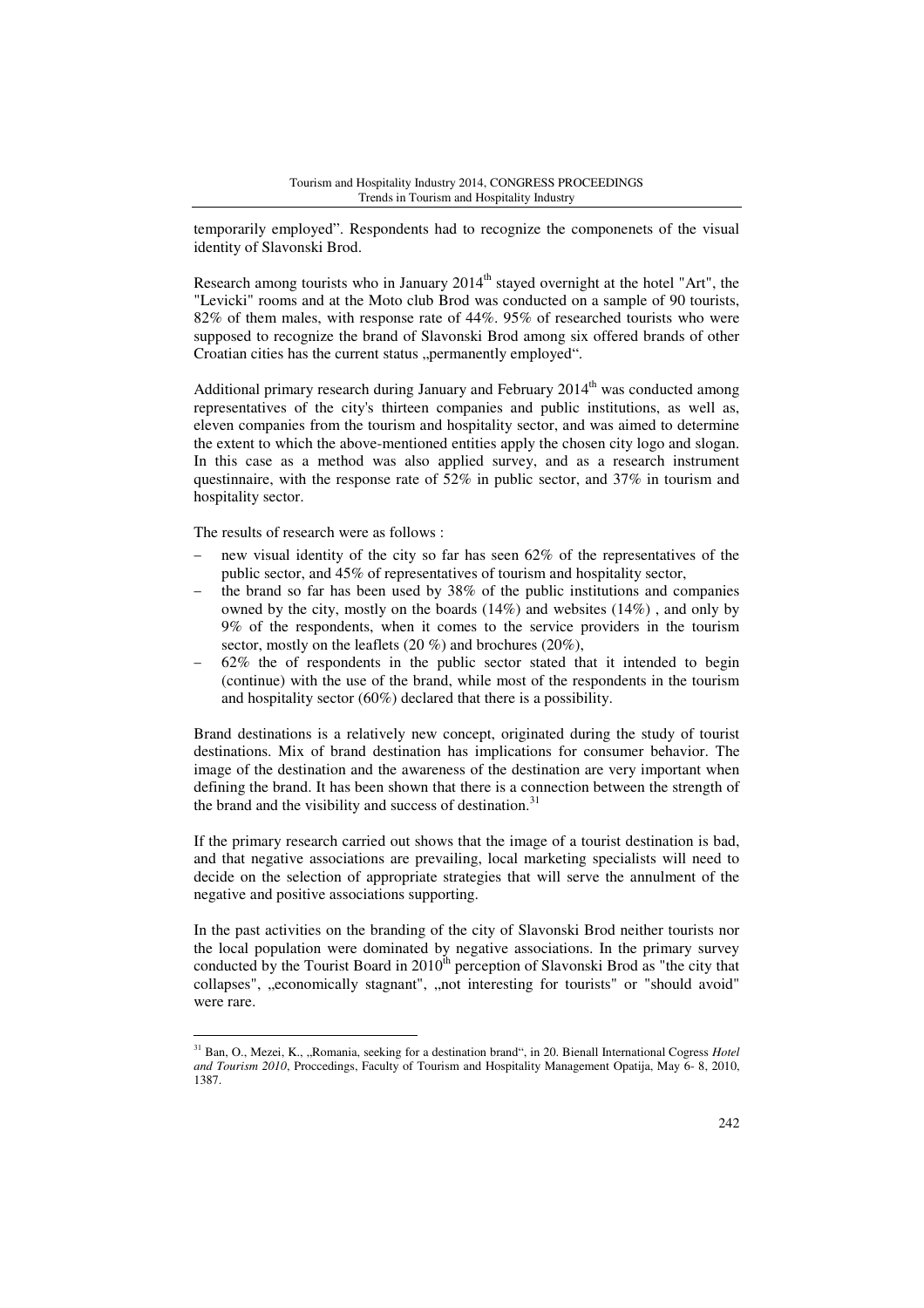temporarily employed". Respondents had to recognize the componenets of the visual identity of Slavonski Brod.

Research among tourists who in January 2014[th] stayed overnight at the hotel "Art", the "Levicki" rooms and at the Moto club Brod was conducted on a sample of 90 tourists, 82% of them males, with response rate of 44%. 95% of researched tourists who were supposed to recognize the brand of Slavonski Brod among six offered brands of other Croatian cities has the current status „permanently employed".

Additional primary research during January and February 2014[th] was conducted among representatives of the city's thirteen companies and public institutions, as well as, eleven companies from the tourism and hospitality sector, and was aimed to determine the extent to which the above-mentioned entities apply the chosen city logo and slogan. In this case as a method was also applied survey, and as a research instrument questinnaire, with the response rate of 52% in public sector, and 37% in tourism and hospitality sector.

The results of research were as follows :

- new visual identity of the city so far has seen 62% of the representatives of the public sector, and 45% of representatives of tourism and hospitality sector,
- the brand so far has been used by 38% of the public institutions and companies owned by the city, mostly on the boards (14%) and websites (14%) , and only by 9% of the respondents, when it comes to the service providers in the tourism sector, mostly on the leaflets (20 %) and brochures (20%),
- 62% the of respondents in the public sector stated that it intended to begin (continue) with the use of the brand, while most of the respondents in the tourism and hospitality sector (60%) declared that there is a possibility.

Brand destinations is a relatively new concept, originated during the study of tourist destinations. Mix of brand destination has implications for consumer behavior. The image of the destination and the awareness of the destination are very important when defining the brand. It has been shown that there is a connection between the strength of the brand and the visibility and success of destination.[31]

If the primary research carried out shows that the image of a tourist destination is bad, and that negative associations are prevailing, local marketing specialists will need to decide on the selection of appropriate strategies that will serve the annulment of the negative and positive associations supporting.

In the past activities on the branding of the city of Slavonski Brod neither tourists nor the local population were dominated by negative associations. In the primary survey conducted by the Tourist Board in 2010[th] perception of Slavonski Brod as "the city that collapses", „economically stagnant", „not interesting for tourists" or "should avoid" were rare.

---

[31] Ban, O., Mezei, K., „Romania, seeking for a destination brand", in 20. Bienall International Cogress *Hotel and Tourism 2010*, Proccedings, Faculty of Tourism and Hospitality Management Opatija, May 6- 8, 2010, 1387.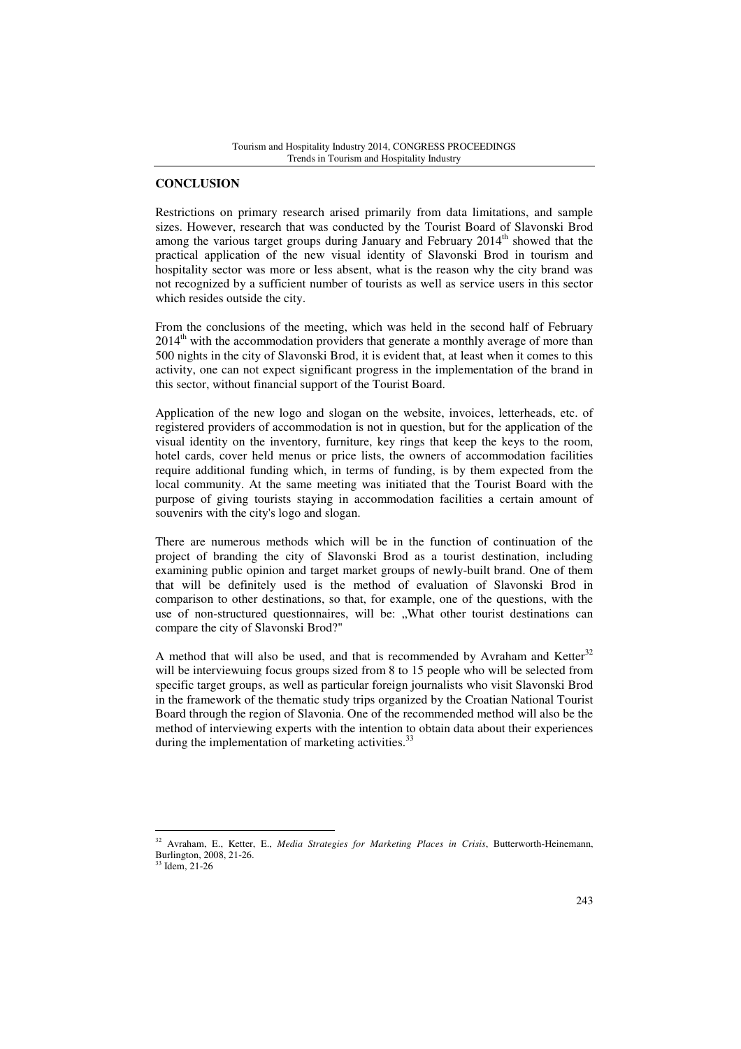## CONCLUSION

Restrictions on primary research arised primarily from data limitations, and sample sizes. However, research that was conducted by the Tourist Board of Slavonski Brod among the various target groups during January and February 2014th showed that the practical application of the new visual identity of Slavonski Brod in tourism and hospitality sector was more or less absent, what is the reason why the city brand was not recognized by a sufficient number of tourists as well as service users in this sector which resides outside the city.

From the conclusions of the meeting, which was held in the second half of February 2014th with the accommodation providers that generate a monthly average of more than 500 nights in the city of Slavonski Brod, it is evident that, at least when it comes to this activity, one can not expect significant progress in the implementation of the brand in this sector, without financial support of the Tourist Board.

Application of the new logo and slogan on the website, invoices, letterheads, etc. of registered providers of accommodation is not in question, but for the application of the visual identity on the inventory, furniture, key rings that keep the keys to the room, hotel cards, cover held menus or price lists, the owners of accommodation facilities require additional funding which, in terms of funding, is by them expected from the local community. At the same meeting was initiated that the Tourist Board with the purpose of giving tourists staying in accommodation facilities a certain amount of souvenirs with the city's logo and slogan.

There are numerous methods which will be in the function of continuation of the project of branding the city of Slavonski Brod as a tourist destination, including examining public opinion and target market groups of newly-built brand. One of them that will be definitely used is the method of evaluation of Slavonski Brod in comparison to other destinations, so that, for example, one of the questions, with the use of non-structured questionnaires, will be: „What other tourist destinations can compare the city of Slavonski Brod?"

A method that will also be used, and that is recommended by Avraham and Ketter[32] will be interviewuing focus groups sized from 8 to 15 people who will be selected from specific target groups, as well as particular foreign journalists who visit Slavonski Brod in the framework of the thematic study trips organized by the Croatian National Tourist Board through the region of Slavonia. One of the recommended method will also be the method of interviewing experts with the intention to obtain data about their experiences during the implementation of marketing activities.[33]

---

[32] Avraham, E., Ketter, E., *Media Strategies for Marketing Places in Crisis*, Butterworth-Heinemann, Burlington, 2008, 21-26.

[33] Idem, 21-26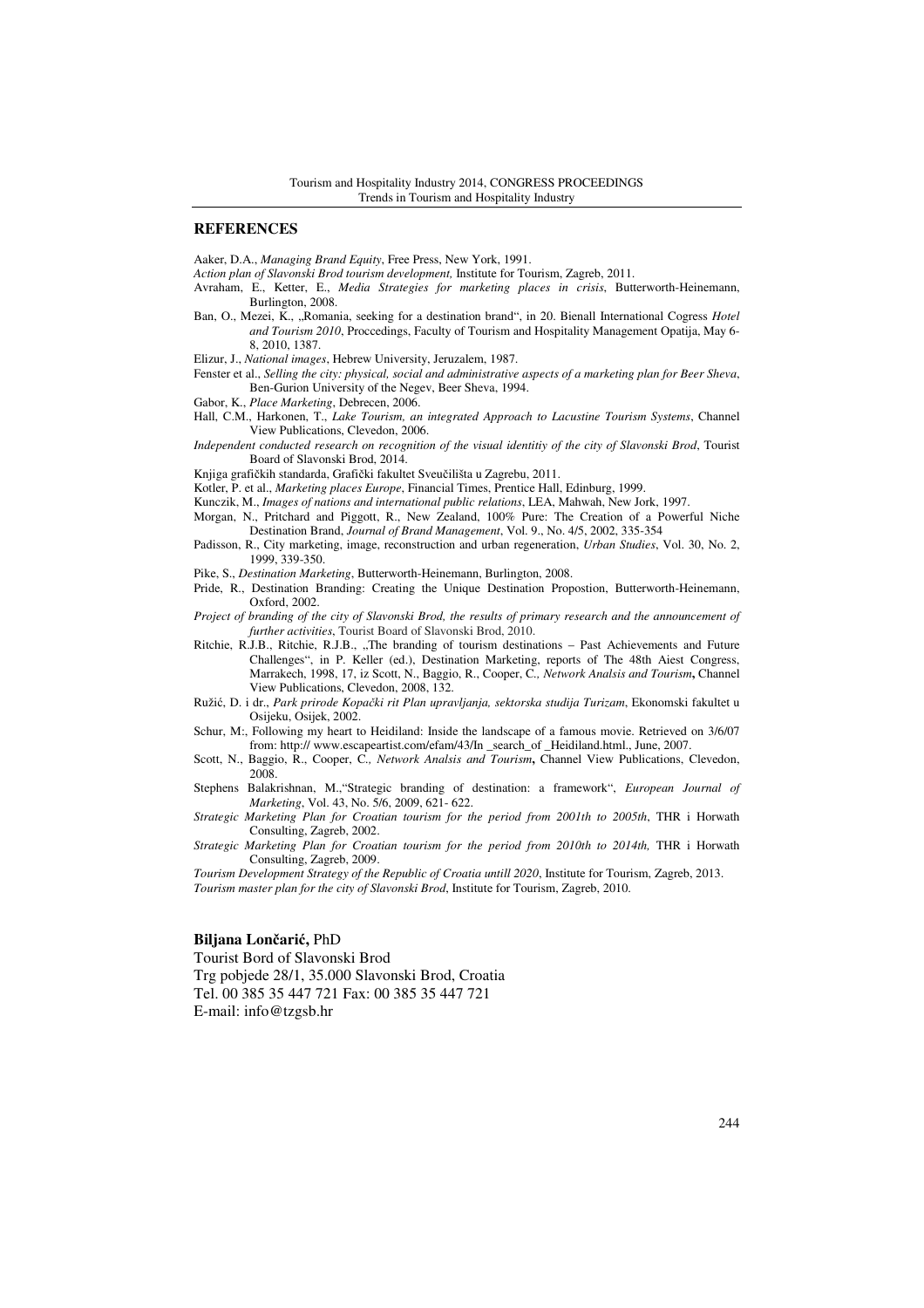## REFERENCES

Aaker, D.A., *Managing Brand Equity*, Free Press, New York, 1991.

*Action plan of Slavonski Brod tourism development,* Institute for Tourism, Zagreb, 2011.

Avraham, E., Ketter, E., *Media Strategies for marketing places in crisis*, Butterworth-Heinemann, Burlington, 2008.

Ban, O., Mezei, K., „Romania, seeking for a destination brand", in 20. Bienall International Cogress *Hotel and Tourism 2010*, Proccedings, Faculty of Tourism and Hospitality Management Opatija, May 6-8, 2010, 1387.

Elizur, J., *National images*, Hebrew University, Jeruzalem, 1987.

Fenster et al., *Selling the city: physical, social and administrative aspects of a marketing plan for Beer Sheva*, Ben-Gurion University of the Negev, Beer Sheva, 1994.

Gabor, K., *Place Marketing*, Debrecen, 2006.

Hall, C.M., Harkonen, T., *Lake Tourism, an integrated Approach to Lacustine Tourism Systems*, Channel View Publications, Clevedon, 2006.

*Independent conducted research on recognition of the visual identitiy of the city of Slavonski Brod*, Tourist Board of Slavonski Brod, 2014.

Knjiga grafičkih standarda, Grafički fakultet Sveučilišta u Zagrebu, 2011.

Kotler, P. et al., *Marketing places Europe*, Financial Times, Prentice Hall, Edinburg, 1999.

Kunczik, M., *Images of nations and international public relations*, LEA, Mahwah, New Jork, 1997.

Morgan, N., Pritchard and Piggott, R., New Zealand, 100% Pure: The Creation of a Powerful Niche Destination Brand, *Journal of Brand Management*, Vol. 9., No. 4/5, 2002, 335-354

Padisson, R., City marketing, image, reconstruction and urban regeneration, *Urban Studies*, Vol. 30, No. 2, 1999, 339-350.

Pike, S., *Destination Marketing*, Butterworth-Heinemann, Burlington, 2008.

Pride, R., Destination Branding: Creating the Unique Destination Propostion, Butterworth-Heinemann, Oxford, 2002.

*Project of branding of the city of Slavonski Brod, the results of primary research and the announcement of further activities*, Tourist Board of Slavonski Brod, 2010.

Ritchie, R.J.B., Ritchie, R.J.B., „The branding of tourism destinations – Past Achievements and Future Challenges", in P. Keller (ed.), Destination Marketing, reports of The 48th Aiest Congress, Marrakech, 1998, 17, iz Scott, N., Baggio, R., Cooper, C*., Network Analsis and Tourism***,** Channel View Publications, Clevedon, 2008, 132.

Ružić, D. i dr., *Park prirode Kopački rit Plan upravljanja, sektorska studija Turizam*, Ekonomski fakultet u Osijeku, Osijek, 2002.

Schur, M:, Following my heart to Heidiland: Inside the landscape of a famous movie. Retrieved on 3/6/07 from: http:// www.escapeartist.com/efam/43/In _search_of _Heidiland.html., June, 2007.

Scott, N., Baggio, R., Cooper, C*., Network Analsis and Tourism***,** Channel View Publications, Clevedon, 2008.

Stephens Balakrishnan, M.,"Strategic branding of destination: a framework", *European Journal of Marketing*, Vol. 43, No. 5/6, 2009, 621- 622.

*Strategic Marketing Plan for Croatian tourism for the period from 2001th to 2005th*, THR i Horwath Consulting, Zagreb, 2002.

*Strategic Marketing Plan for Croatian tourism for the period from 2010th to 2014th,* THR i Horwath Consulting, Zagreb, 2009.

*Tourism Development Strategy of the Republic of Croatia untill 2020*, Institute for Tourism, Zagreb, 2013.

*Tourism master plan for the city of Slavonski Brod*, Institute for Tourism, Zagreb, 2010.

**Biljana Lončarić,** PhD
Tourist Bord of Slavonski Brod
Trg pobjede 28/1, 35.000 Slavonski Brod, Croatia
Tel. 00 385 35 447 721 Fax: 00 385 35 447 721
E-mail: info@tzgsb.hr